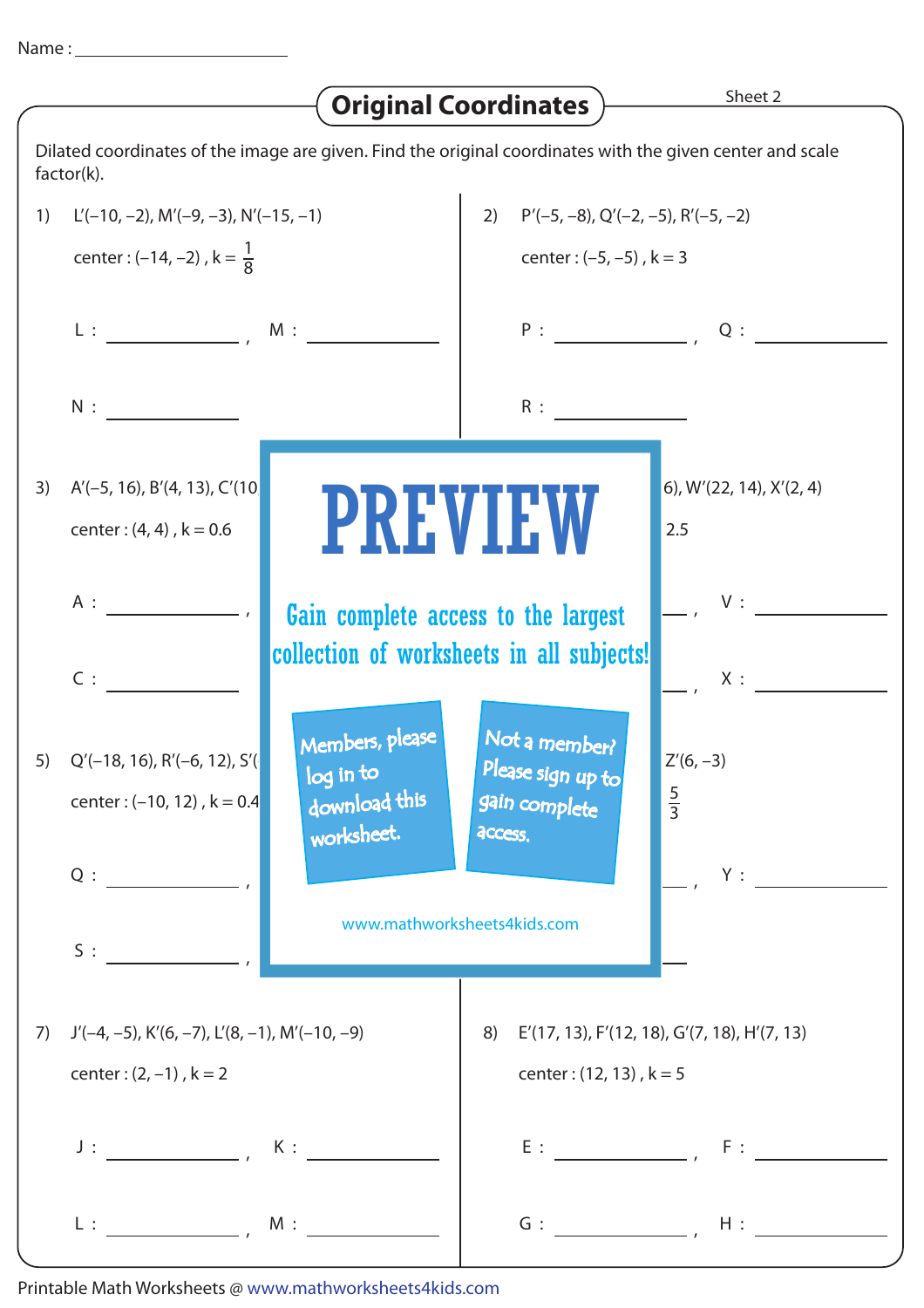Name : ______________________

# Original Coordinates

Sheet 2

Dilated coordinates of the image are given. Find the original coordinates with the given center and scale factor(k).

1) L′(–10, –2), M′(–9, –3), N′(–15, –1)

center : (–14, –2) , k = $\frac{1}{8}$

L : ____________ , M : ____________

N : ____________

2) P′(–5, –8), Q′(–2, –5), R′(–5, –2)

center : (–5, –5) , k = 3

P : ____________ , Q : ____________

R : ____________

3) A′(–5, 16), B′(4, 13), C′(10

center : (4, 4) , k = 0.6

A : ____________ ,

C : ____________

6), W′(22, 14), X′(2, 4)

2.5

____ , V : ____________

____ , X : ____________

**PREVIEW**

Gain complete access to the largest collection of worksheets in all subjects!

Members, please log in to download this worksheet.

Not a member? Please sign up to gain complete access.

www.mathworksheets4kids.com

5) Q′(–18, 16), R′(–6, 12), S′(

center : (–10, 12) , k = 0.4

Q : ____________ ,

S : ____________ ,

Z′(6, –3)

$\frac{5}{3}$

____ , Y : ____________

7) J′(–4, –5), K′(6, –7), L′(8, –1), M′(–10, –9)

center : (2, –1) , k = 2

J : ____________ , K : ____________

L : ____________ , M : ____________

8) E′(17, 13), F′(12, 18), G′(7, 18), H′(7, 13)

center : (12, 13) , k = 5

E : ____________ , F : ____________

G : ____________ , H : ____________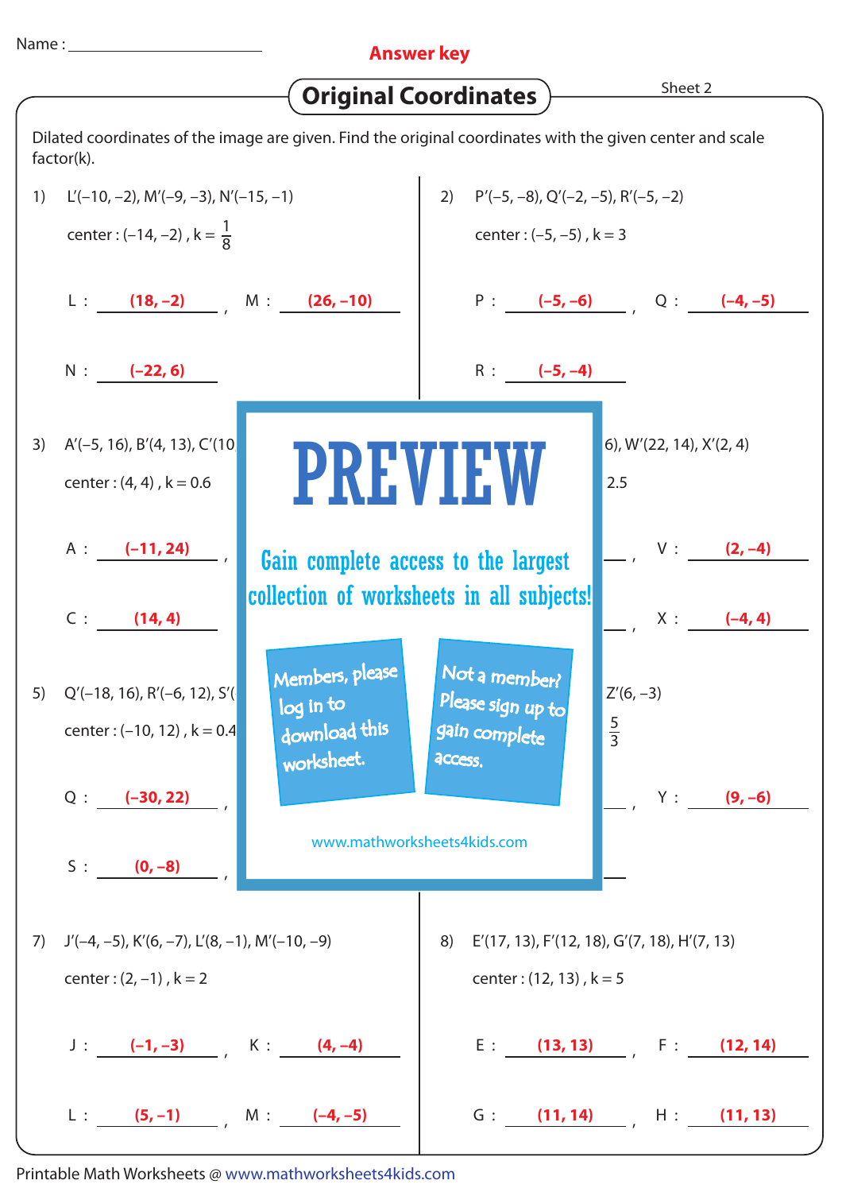Name : ____________________

**Answer key**

# Original Coordinates

Sheet 2

Dilated coordinates of the image are given. Find the original coordinates with the given center and scale factor(k).

1) L′(–10, –2), M′(–9, –3), N′(–15, –1)

center : (–14, –2) , k = $\frac{1}{8}$

L : **(18, –2)** , M : **(26, –10)**

N : **(–22, 6)**

2) P′(–5, –8), Q′(–2, –5), R′(–5, –2)

center : (–5, –5) , k = 3

P : **(–5, –6)** , Q : **(–4, –5)**

R : **(–5, –4)**

3) A′(–5, 16), B′(4, 13), C′(10

center : (4, 4) , k = 0.6

A : **(–11, 24)** ,

C : **(14, 4)**

4) 6), W′(22, 14), X′(2, 4)

2.5

V : **(2, –4)**

X : **(–4, 4)**

PREVIEW

Gain complete access to the largest collection of worksheets in all subjects!

Members, please log in to download this worksheet.

Not a member? Please sign up to gain complete access.

www.mathworksheets4kids.com

5) Q′(–18, 16), R′(–6, 12), S′(

center : (–10, 12) , k = 0.4

Q : **(–30, 22)** ,

S : **(0, –8)** ,

6) Z′(6, –3)

$\frac{5}{3}$

Y : **(9, –6)**

7) J′(–4, –5), K′(6, –7), L′(8, –1), M′(–10, –9)

center : (2, –1) , k = 2

J : **(–1, –3)** , K : **(4, –4)**

L : **(5, –1)** , M : **(–4, –5)**

8) E′(17, 13), F′(12, 18), G′(7, 18), H′(7, 13)

center : (12, 13) , k = 5

E : **(13, 13)** , F : **(12, 14)**

G : **(11, 14)** , H : **(11, 13)**

Printable Math Worksheets @ www.mathworksheets4kids.com